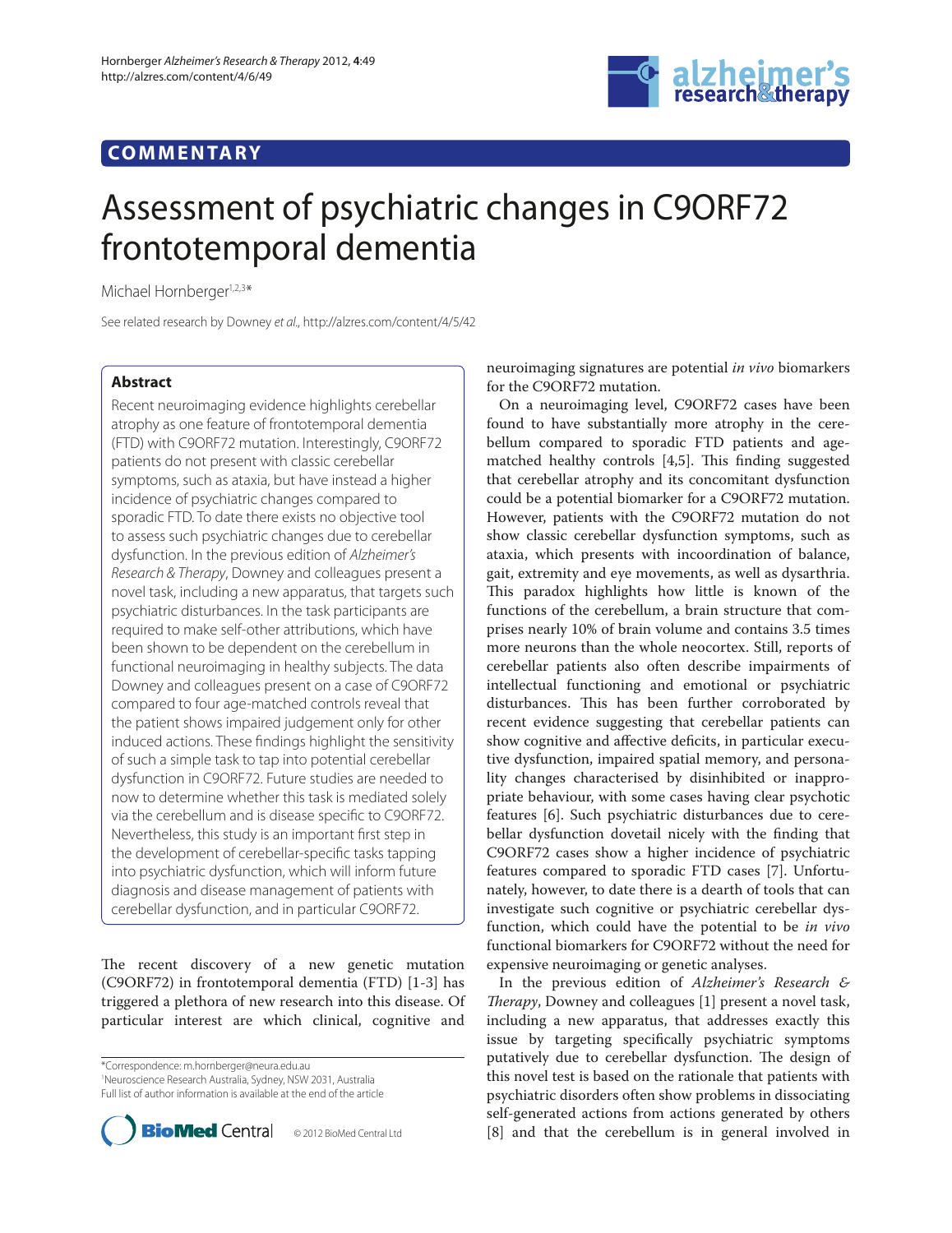COMMENTARY

# Assessment of psychiatric changes in C9ORF72 frontotemporal dementia

Michael Hornberger[1,2,3]*

See related research by Downey *et al*., http://alzres.com/content/4/5/42

## Abstract

Recent neuroimaging evidence highlights cerebellar atrophy as one feature of frontotemporal dementia (FTD) with C9ORF72 mutation. Interestingly, C9ORF72 patients do not present with classic cerebellar symptoms, such as ataxia, but have instead a higher incidence of psychiatric changes compared to sporadic FTD. To date there exists no objective tool to assess such psychiatric changes due to cerebellar dysfunction. In the previous edition of *Alzheimer's Research & Therapy*, Downey and colleagues present a novel task, including a new apparatus, that targets such psychiatric disturbances. In the task participants are required to make self-other attributions, which have been shown to be dependent on the cerebellum in functional neuroimaging in healthy subjects. The data Downey and colleagues present on a case of C9ORF72 compared to four age-matched controls reveal that the patient shows impaired judgement only for other induced actions. These findings highlight the sensitivity of such a simple task to tap into potential cerebellar dysfunction in C9ORF72. Future studies are needed to now to determine whether this task is mediated solely via the cerebellum and is disease specific to C9ORF72. Nevertheless, this study is an important first step in the development of cerebellar-specific tasks tapping into psychiatric dysfunction, which will inform future diagnosis and disease management of patients with cerebellar dysfunction, and in particular C9ORF72.

The recent discovery of a new genetic mutation (C9ORF72) in frontotemporal dementia (FTD) [1-3] has triggered a plethora of new research into this disease. Of particular interest are which clinical, cognitive and neuroimaging signatures are potential *in vivo* biomarkers for the C9ORF72 mutation.

On a neuroimaging level, C9ORF72 cases have been found to have substantially more atrophy in the cerebellum compared to sporadic FTD patients and age-matched healthy controls [4,5]. This finding suggested that cerebellar atrophy and its concomitant dysfunction could be a potential biomarker for a C9ORF72 mutation. However, patients with the C9ORF72 mutation do not show classic cerebellar dysfunction symptoms, such as ataxia, which presents with incoordination of balance, gait, extremity and eye movements, as well as dysarthria. This paradox highlights how little is known of the functions of the cerebellum, a brain structure that comprises nearly 10% of brain volume and contains 3.5 times more neurons than the whole neocortex. Still, reports of cerebellar patients also often describe impairments of intellectual functioning and emotional or psychiatric disturbances. This has been further corroborated by recent evidence suggesting that cerebellar patients can show cognitive and affective deficits, in particular executive dysfunction, impaired spatial memory, and personality changes characterised by disinhibited or inappropriate behaviour, with some cases having clear psychotic features [6]. Such psychiatric disturbances due to cerebellar dysfunction dovetail nicely with the finding that C9ORF72 cases show a higher incidence of psychiatric features compared to sporadic FTD cases [7]. Unfortunately, however, to date there is a dearth of tools that can investigate such cognitive or psychiatric cerebellar dysfunction, which could have the potential to be *in vivo* functional biomarkers for C9ORF72 without the need for expensive neuroimaging or genetic analyses.

In the previous edition of *Alzheimer's Research & Therapy*, Downey and colleagues [1] present a novel task, including a new apparatus, that addresses exactly this issue by targeting specifically psychiatric symptoms putatively due to cerebellar dysfunction. The design of this novel test is based on the rationale that patients with psychiatric disorders often show problems in dissociating self-generated actions from actions generated by others [8] and that the cerebellum is in general involved in

*Correspondence: m.hornberger@neura.edu.au
[1]Neuroscience Research Australia, Sydney, NSW 2031, Australia
Full list of author information is available at the end of the article

© 2012 BioMed Central Ltd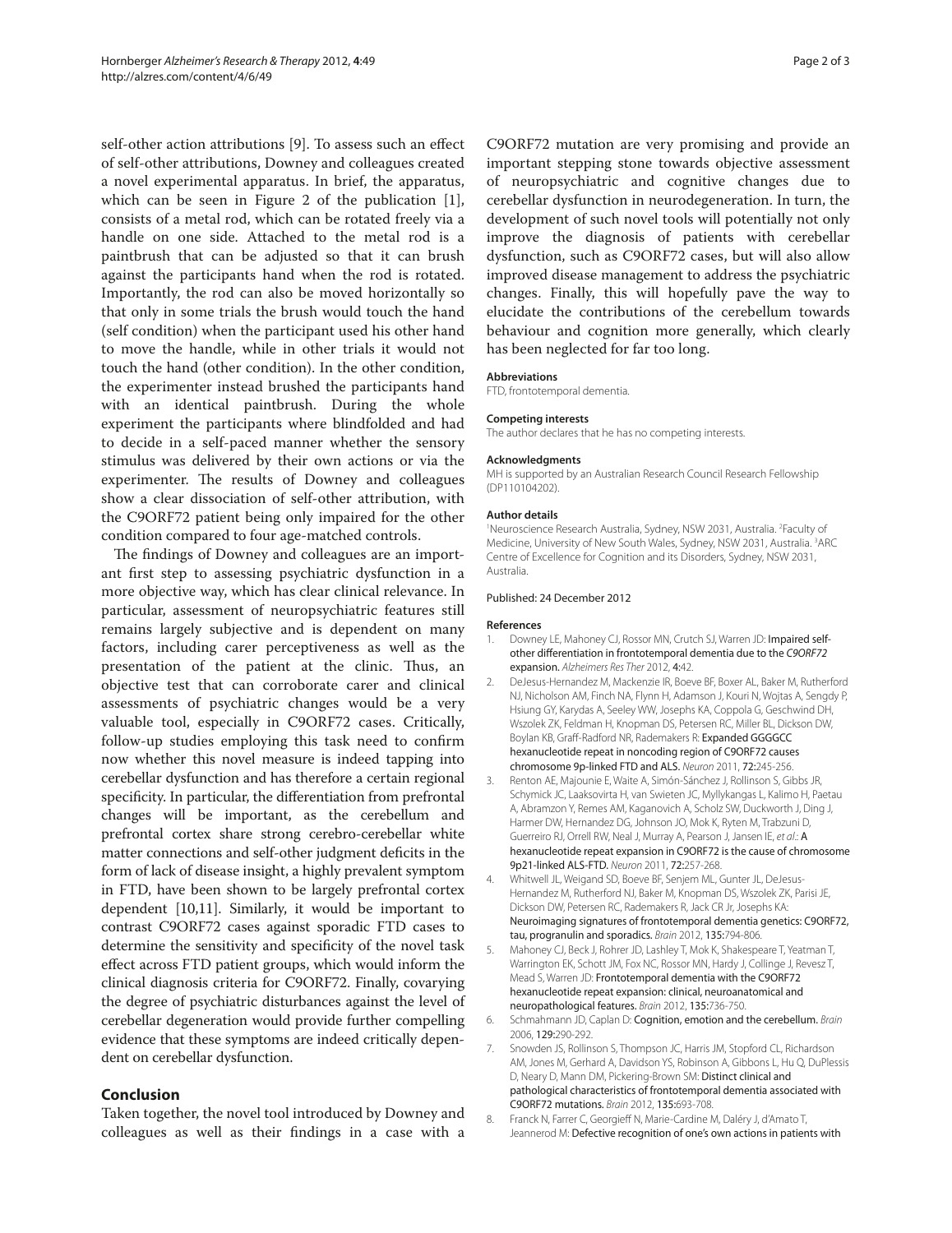self-other action attributions [9]. To assess such an effect of self-other attributions, Downey and colleagues created a novel experimental apparatus. In brief, the apparatus, which can be seen in Figure 2 of the publication [1], consists of a metal rod, which can be rotated freely via a handle on one side. Attached to the metal rod is a paintbrush that can be adjusted so that it can brush against the participants hand when the rod is rotated. Importantly, the rod can also be moved horizontally so that only in some trials the brush would touch the hand (self condition) when the participant used his other hand to move the handle, while in other trials it would not touch the hand (other condition). In the other condition, the experimenter instead brushed the participants hand with an identical paintbrush. During the whole experiment the participants where blindfolded and had to decide in a self-paced manner whether the sensory stimulus was delivered by their own actions or via the experimenter. The results of Downey and colleagues show a clear dissociation of self-other attribution, with the C9ORF72 patient being only impaired for the other condition compared to four age-matched controls.

The findings of Downey and colleagues are an important first step to assessing psychiatric dysfunction in a more objective way, which has clear clinical relevance. In particular, assessment of neuropsychiatric features still remains largely subjective and is dependent on many factors, including carer perceptiveness as well as the presentation of the patient at the clinic. Thus, an objective test that can corroborate carer and clinical assessments of psychiatric changes would be a very valuable tool, especially in C9ORF72 cases. Critically, follow-up studies employing this task need to confirm now whether this novel measure is indeed tapping into cerebellar dysfunction and has therefore a certain regional specificity. In particular, the differentiation from prefrontal changes will be important, as the cerebellum and prefrontal cortex share strong cerebro-cerebellar white matter connections and self-other judgment deficits in the form of lack of disease insight, a highly prevalent symptom in FTD, have been shown to be largely prefrontal cortex dependent [10,11]. Similarly, it would be important to contrast C9ORF72 cases against sporadic FTD cases to determine the sensitivity and specificity of the novel task effect across FTD patient groups, which would inform the clinical diagnosis criteria for C9ORF72. Finally, covarying the degree of psychiatric disturbances against the level of cerebellar degeneration would provide further compelling evidence that these symptoms are indeed critically dependent on cerebellar dysfunction.

## Conclusion

Taken together, the novel tool introduced by Downey and colleagues as well as their findings in a case with a C9ORF72 mutation are very promising and provide an important stepping stone towards objective assessment of neuropsychiatric and cognitive changes due to cerebellar dysfunction in neurodegeneration. In turn, the development of such novel tools will potentially not only improve the diagnosis of patients with cerebellar dysfunction, such as C9ORF72 cases, but will also allow improved disease management to address the psychiatric changes. Finally, this will hopefully pave the way to elucidate the contributions of the cerebellum towards behaviour and cognition more generally, which clearly has been neglected for far too long.

#### Abbreviations

FTD, frontotemporal dementia.

#### Competing interests

The author declares that he has no competing interests.

#### Acknowledgments

MH is supported by an Australian Research Council Research Fellowship (DP110104202).

#### Author details

[1]Neuroscience Research Australia, Sydney, NSW 2031, Australia. [2]Faculty of Medicine, University of New South Wales, Sydney, NSW 2031, Australia. [3]ARC Centre of Excellence for Cognition and its Disorders, Sydney, NSW 2031, Australia.

Published: 24 December 2012

#### References

1. Downey LE, Mahoney CJ, Rossor MN, Crutch SJ, Warren JD: **Impaired self-other differentiation in frontotemporal dementia due to the *C9ORF72* expansion.** *Alzheimers Res Ther* 2012, **4**:42.
2. DeJesus-Hernandez M, Mackenzie IR, Boeve BF, Boxer AL, Baker M, Rutherford NJ, Nicholson AM, Finch NA, Flynn H, Adamson J, Kouri N, Wojtas A, Sengdy P, Hsiung GY, Karydas A, Seeley WW, Josephs KA, Coppola G, Geschwind DH, Wszolek ZK, Feldman H, Knopman DS, Petersen RC, Miller BL, Dickson DW, Boylan KB, Graff-Radford NR, Rademakers R: **Expanded GGGGCC hexanucleotide repeat in noncoding region of C9ORF72 causes chromosome 9p-linked FTD and ALS.** *Neuron* 2011, **72**:245-256.
3. Renton AE, Majounie E, Waite A, Simón-Sánchez J, Rollinson S, Gibbs JR, Schymick JC, Laaksovirta H, van Swieten JC, Myllykangas L, Kalimo H, Paetau A, Abramzon Y, Remes AM, Kaganovich A, Scholz SW, Duckworth J, Ding J, Harmer DW, Hernandez DG, Johnson JO, Mok K, Ryten M, Trabzuni D, Guerreiro RJ, Orrell RW, Neal J, Murray A, Pearson J, Jansen IE, *et al.*: **A hexanucleotide repeat expansion in C9ORF72 is the cause of chromosome 9p21-linked ALS-FTD.** *Neuron* 2011, **72**:257-268.
4. Whitwell JL, Weigand SD, Boeve BF, Senjem ML, Gunter JL, DeJesus-Hernandez M, Rutherford NJ, Baker M, Knopman DS, Wszolek ZK, Parisi JE, Dickson DW, Petersen RC, Rademakers R, Jack CR Jr, Josephs KA: **Neuroimaging signatures of frontotemporal dementia genetics: C9ORF72, tau, progranulin and sporadics.** *Brain* 2012, **135**:794-806.
5. Mahoney CJ, Beck J, Rohrer JD, Lashley T, Mok K, Shakespeare T, Yeatman T, Warrington EK, Schott JM, Fox NC, Rossor MN, Hardy J, Collinge J, Revesz T, Mead S, Warren JD: **Frontotemporal dementia with the C9ORF72 hexanucleotide repeat expansion: clinical, neuroanatomical and neuropathological features.** *Brain* 2012, **135**:736-750.
6. Schmahmann JD, Caplan D: **Cognition, emotion and the cerebellum.** *Brain* 2006, **129**:290-292.
7. Snowden JS, Rollinson S, Thompson JC, Harris JM, Stopford CL, Richardson AM, Jones M, Gerhard A, Davidson YS, Robinson A, Gibbons L, Hu Q, DuPlessis D, Neary D, Mann DM, Pickering-Brown SM: **Distinct clinical and pathological characteristics of frontotemporal dementia associated with C9ORF72 mutations.** *Brain* 2012, **135**:693-708.
8. Franck N, Farrer C, Georgieff N, Marie-Cardine M, Daléry J, d'Amato T, Jeannerod M: **Defective recognition of one's own actions in patients with**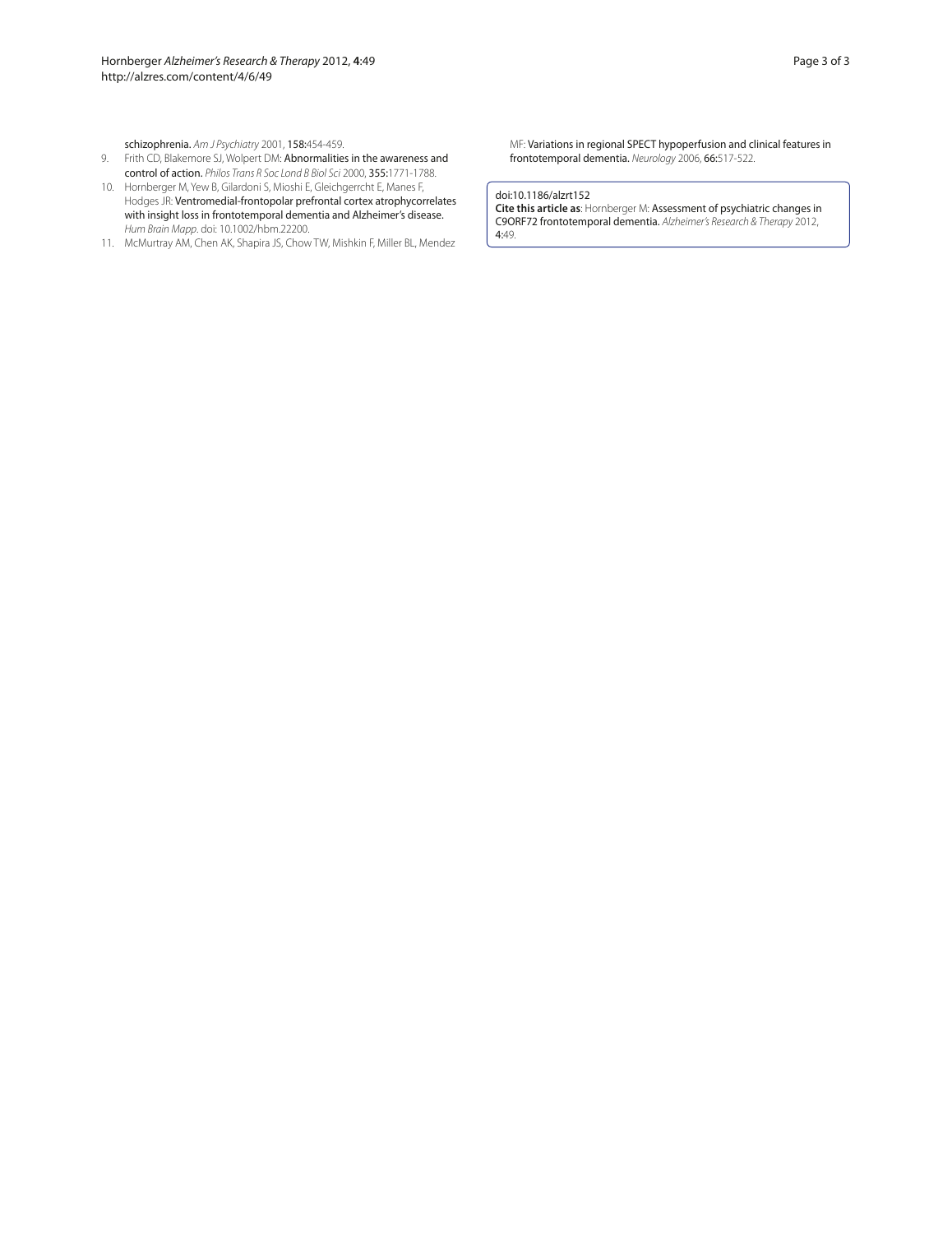schizophrenia. *Am J Psychiatry* 2001, **158:**454-459.

9. Frith CD, Blakemore SJ, Wolpert DM: Abnormalities in the awareness and control of action. *Philos Trans R Soc Lond B Biol Sci* 2000, **355:**1771-1788.
10. Hornberger M, Yew B, Gilardoni S, Mioshi E, Gleichgerrcht E, Manes F, Hodges JR: Ventromedial-frontopolar prefrontal cortex atrophycorrelates with insight loss in frontotemporal dementia and Alzheimer's disease. *Hum Brain Mapp*. doi: 10.1002/hbm.22200.
11. McMurtray AM, Chen AK, Shapira JS, Chow TW, Mishkin F, Miller BL, Mendez MF: Variations in regional SPECT hypoperfusion and clinical features in frontotemporal dementia. *Neurology* 2006, **66:**517-522.

doi:10.1186/alzrt152
**Cite this article as**: Hornberger M: Assessment of psychiatric changes in C9ORF72 frontotemporal dementia. *Alzheimer's Research & Therapy* 2012, **4:**49.